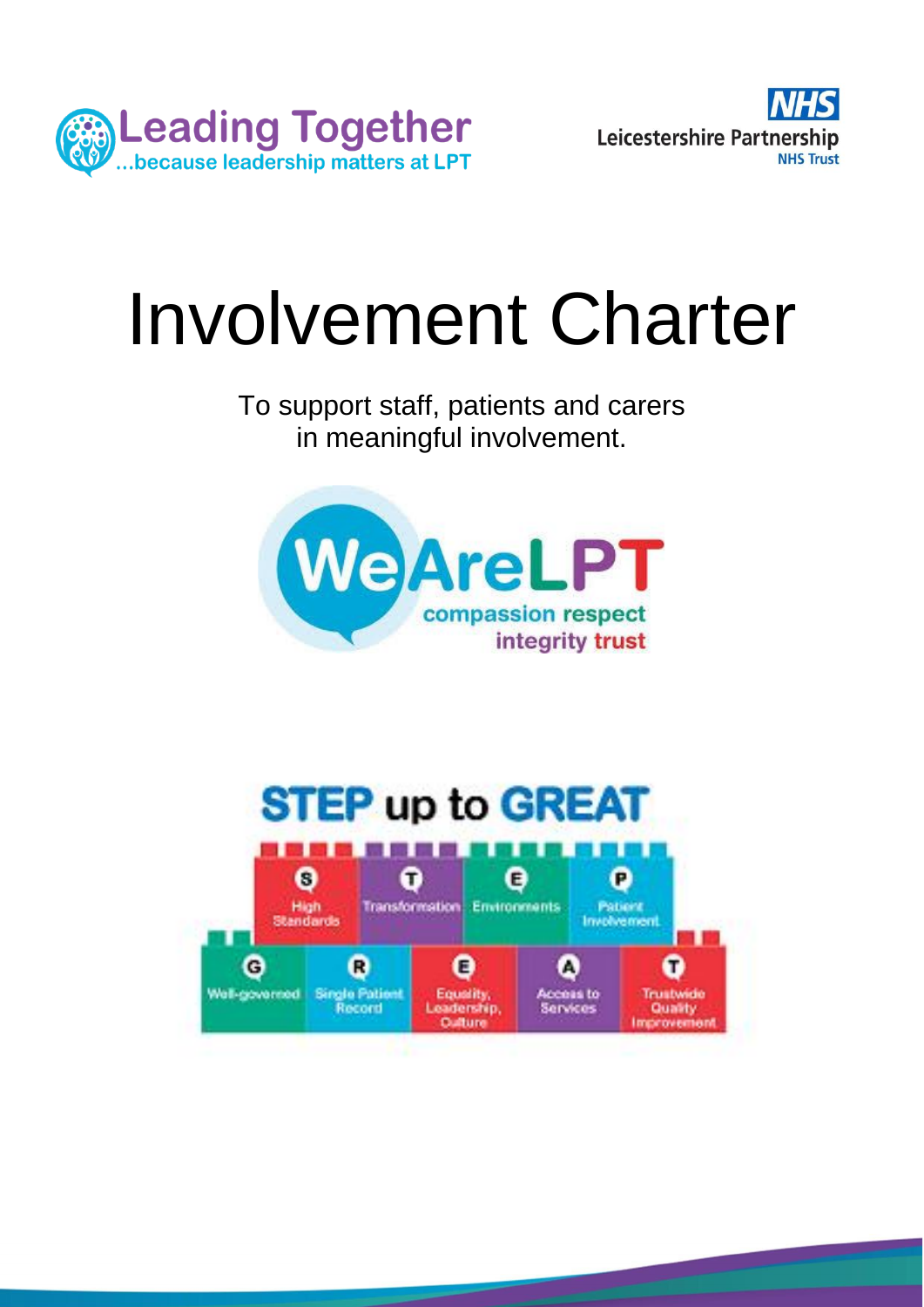Leading Together
...because leadership matters at LPT

NHS
Leicestershire Partnership
NHS Trust

# Involvement Charter

To support staff, patients and carers in meaningful involvement.

WeAreLPT
compassion respect integrity trust

STEP up to GREAT

S High Standards
T Transformation
E Environments
P Patient Involvement

G Well-governed
R Single Patient Record
E Equality, Leadership, Culture
A Access to Services
T Trustwide Quality Improvement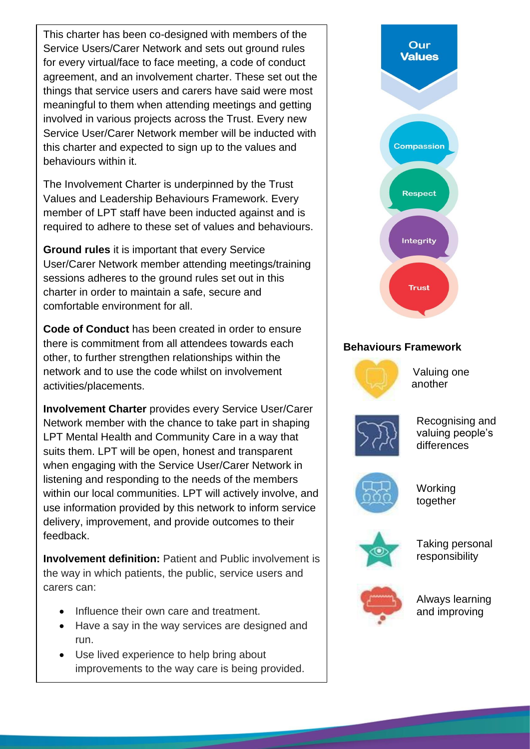This charter has been co-designed with members of the Service Users/Carer Network and sets out ground rules for every virtual/face to face meeting, a code of conduct agreement, and an involvement charter. These set out the things that service users and carers have said were most meaningful to them when attending meetings and getting involved in various projects across the Trust. Every new Service User/Carer Network member will be inducted with this charter and expected to sign up to the values and behaviours within it.

The Involvement Charter is underpinned by the Trust Values and Leadership Behaviours Framework. Every member of LPT staff have been inducted against and is required to adhere to these set of values and behaviours.

**Ground rules** it is important that every Service User/Carer Network member attending meetings/training sessions adheres to the ground rules set out in this charter in order to maintain a safe, secure and comfortable environment for all.

**Code of Conduct** has been created in order to ensure there is commitment from all attendees towards each other, to further strengthen relationships within the network and to use the code whilst on involvement activities/placements.

**Involvement Charter** provides every Service User/Carer Network member with the chance to take part in shaping LPT Mental Health and Community Care in a way that suits them. LPT will be open, honest and transparent when engaging with the Service User/Carer Network in listening and responding to the needs of the members within our local communities. LPT will actively involve, and use information provided by this network to inform service delivery, improvement, and provide outcomes to their feedback.

**Involvement definition:** Patient and Public involvement is the way in which patients, the public, service users and carers can:

- Influence their own care and treatment.
- Have a say in the way services are designed and run.
- Use lived experience to help bring about improvements to the way care is being provided.

**Our Values**

- Compassion
- Respect
- Integrity
- Trust

**Behaviours Framework**

- Valuing one another
- Recognising and valuing people's differences
- Working together
- Taking personal responsibility
- Always learning and improving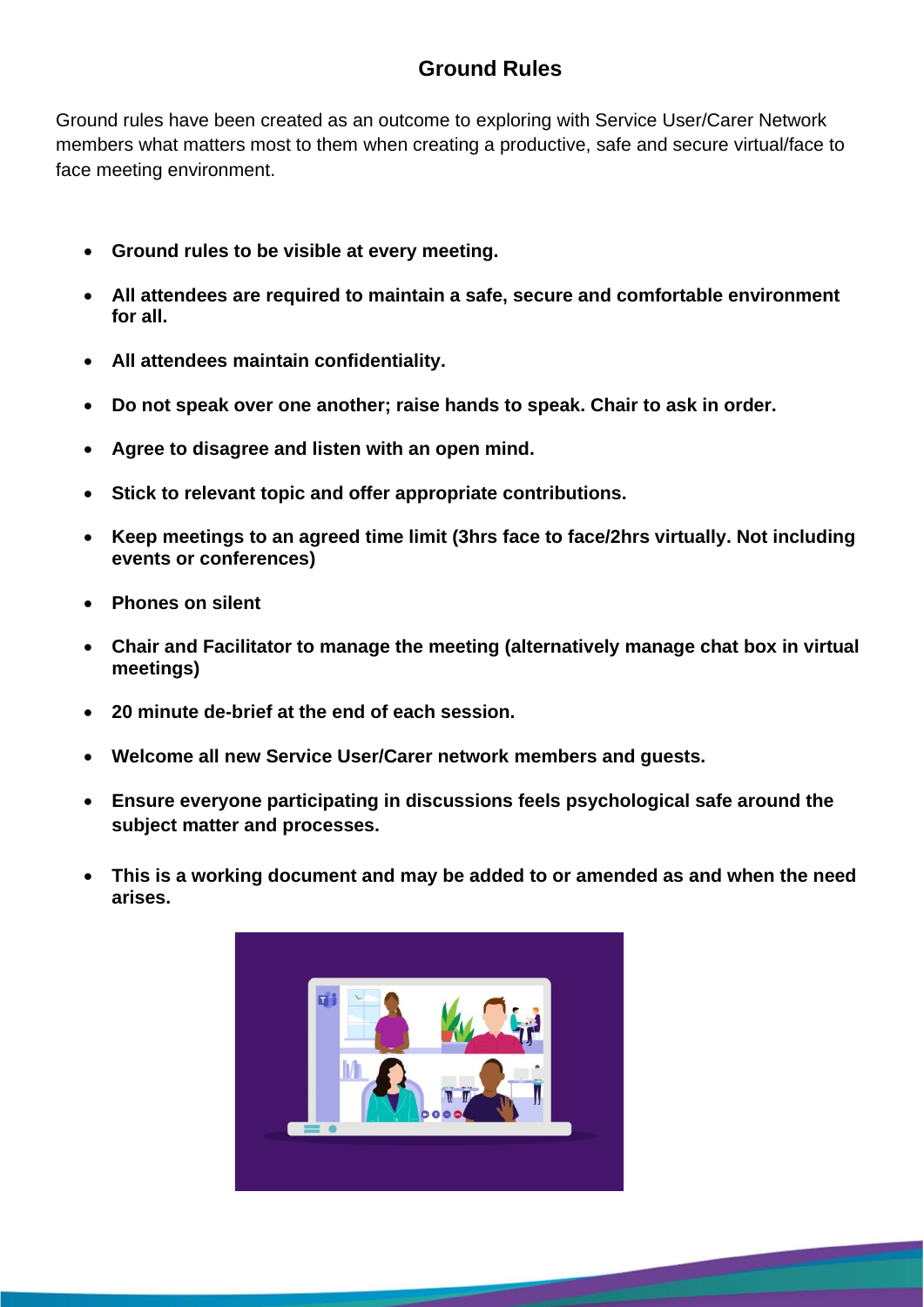## Ground Rules

Ground rules have been created as an outcome to exploring with Service User/Carer Network members what matters most to them when creating a productive, safe and secure virtual/face to face meeting environment.

- **Ground rules to be visible at every meeting.**
- **All attendees are required to maintain a safe, secure and comfortable environment for all.**
- **All attendees maintain confidentiality.**
- **Do not speak over one another; raise hands to speak. Chair to ask in order.**
- **Agree to disagree and listen with an open mind.**
- **Stick to relevant topic and offer appropriate contributions.**
- **Keep meetings to an agreed time limit (3hrs face to face/2hrs virtually. Not including events or conferences)**
- **Phones on silent**
- **Chair and Facilitator to manage the meeting (alternatively manage chat box in virtual meetings)**
- **20 minute de-brief at the end of each session.**
- **Welcome all new Service User/Carer network members and guests.**
- **Ensure everyone participating in discussions feels psychological safe around the subject matter and processes.**
- **This is a working document and may be added to or amended as and when the need arises.**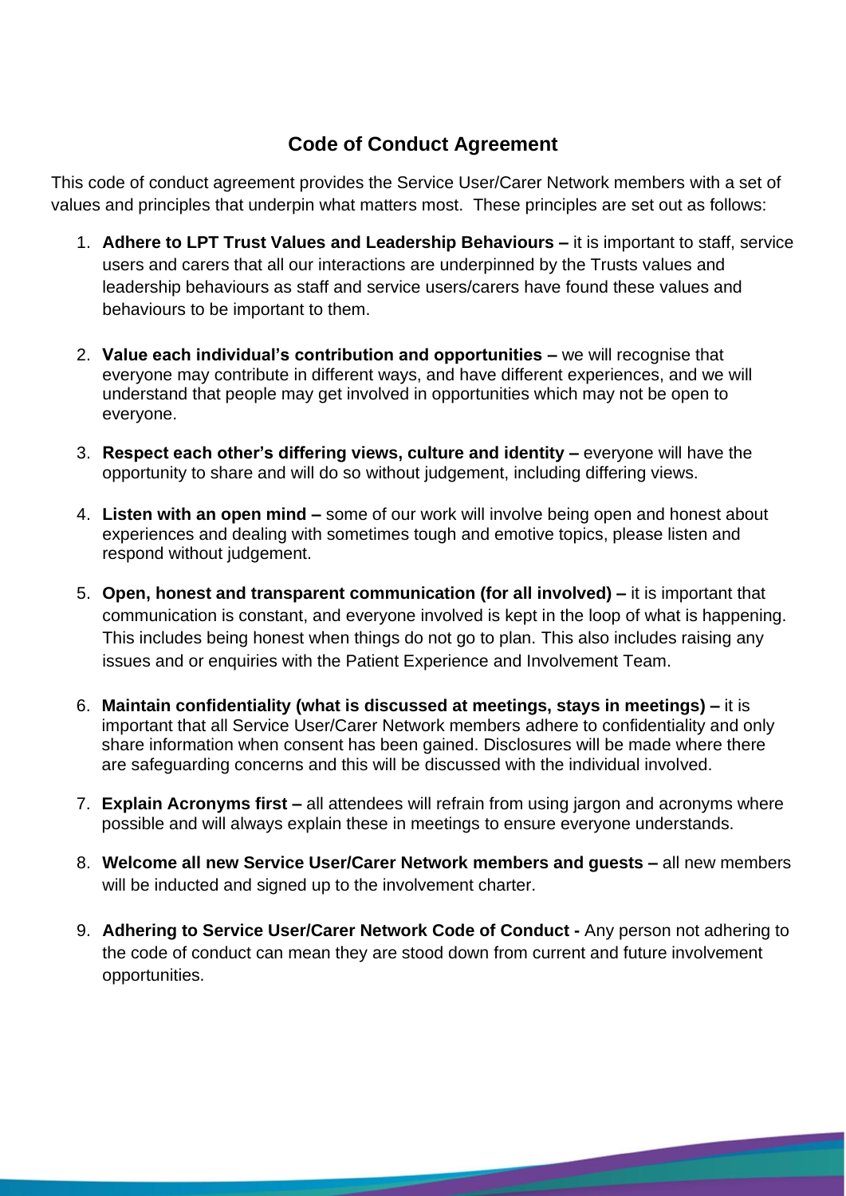## Code of Conduct Agreement

This code of conduct agreement provides the Service User/Carer Network members with a set of values and principles that underpin what matters most. These principles are set out as follows:

1. **Adhere to LPT Trust Values and Leadership Behaviours –** it is important to staff, service users and carers that all our interactions are underpinned by the Trusts values and leadership behaviours as staff and service users/carers have found these values and behaviours to be important to them.

2. **Value each individual's contribution and opportunities –** we will recognise that everyone may contribute in different ways, and have different experiences, and we will understand that people may get involved in opportunities which may not be open to everyone.

3. **Respect each other's differing views, culture and identity –** everyone will have the opportunity to share and will do so without judgement, including differing views.

4. **Listen with an open mind –** some of our work will involve being open and honest about experiences and dealing with sometimes tough and emotive topics, please listen and respond without judgement.

5. **Open, honest and transparent communication (for all involved) –** it is important that communication is constant, and everyone involved is kept in the loop of what is happening. This includes being honest when things do not go to plan. This also includes raising any issues and or enquiries with the Patient Experience and Involvement Team.

6. **Maintain confidentiality (what is discussed at meetings, stays in meetings) –** it is important that all Service User/Carer Network members adhere to confidentiality and only share information when consent has been gained. Disclosures will be made where there are safeguarding concerns and this will be discussed with the individual involved.

7. **Explain Acronyms first –** all attendees will refrain from using jargon and acronyms where possible and will always explain these in meetings to ensure everyone understands.

8. **Welcome all new Service User/Carer Network members and guests –** all new members will be inducted and signed up to the involvement charter.

9. **Adhering to Service User/Carer Network Code of Conduct -** Any person not adhering to the code of conduct can mean they are stood down from current and future involvement opportunities.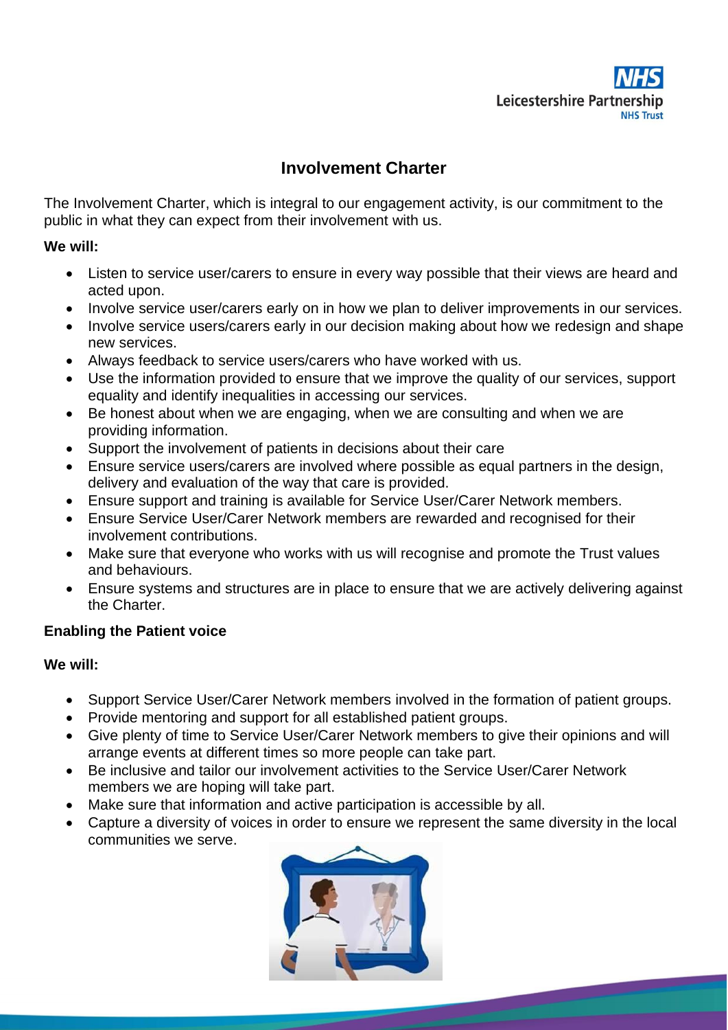# Involvement Charter

The Involvement Charter, which is integral to our engagement activity, is our commitment to the public in what they can expect from their involvement with us.

**We will:**

- Listen to service user/carers to ensure in every way possible that their views are heard and acted upon.
- Involve service user/carers early on in how we plan to deliver improvements in our services.
- Involve service users/carers early in our decision making about how we redesign and shape new services.
- Always feedback to service users/carers who have worked with us.
- Use the information provided to ensure that we improve the quality of our services, support equality and identify inequalities in accessing our services.
- Be honest about when we are engaging, when we are consulting and when we are providing information.
- Support the involvement of patients in decisions about their care
- Ensure service users/carers are involved where possible as equal partners in the design, delivery and evaluation of the way that care is provided.
- Ensure support and training is available for Service User/Carer Network members.
- Ensure Service User/Carer Network members are rewarded and recognised for their involvement contributions.
- Make sure that everyone who works with us will recognise and promote the Trust values and behaviours.
- Ensure systems and structures are in place to ensure that we are actively delivering against the Charter.

**Enabling the Patient voice**

**We will:**

- Support Service User/Carer Network members involved in the formation of patient groups.
- Provide mentoring and support for all established patient groups.
- Give plenty of time to Service User/Carer Network members to give their opinions and will arrange events at different times so more people can take part.
- Be inclusive and tailor our involvement activities to the Service User/Carer Network members we are hoping will take part.
- Make sure that information and active participation is accessible by all.
- Capture a diversity of voices in order to ensure we represent the same diversity in the local communities we serve.